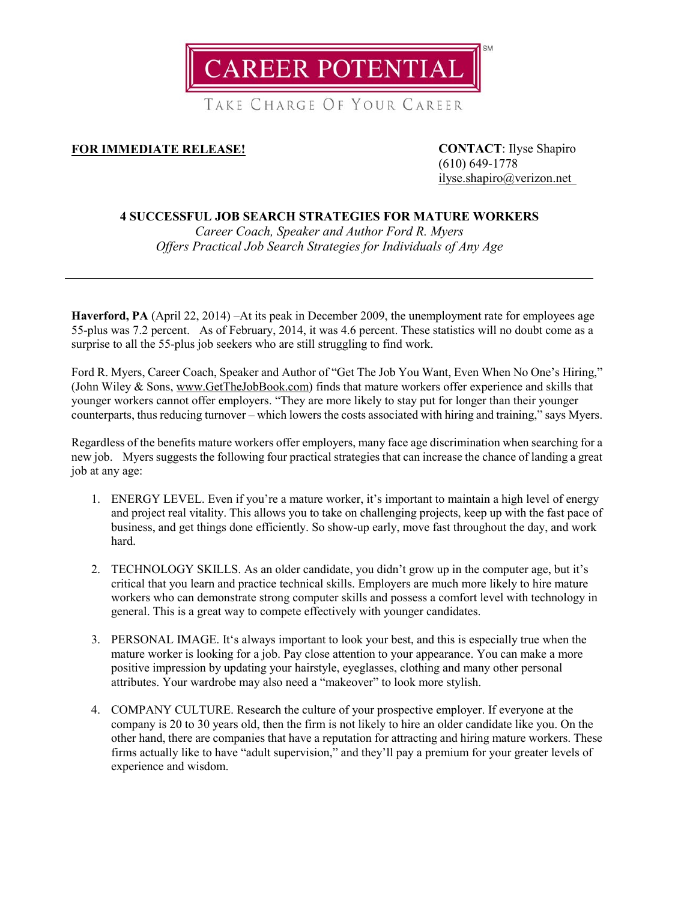# CAREER POTENTIAL[SM]

TAKE CHARGE OF YOUR CAREER

**FOR IMMEDIATE RELEASE!**

**CONTACT**: Ilyse Shapiro
(610) 649-1778
ilyse.shapiro@verizon.net

## 4 SUCCESSFUL JOB SEARCH STRATEGIES FOR MATURE WORKERS

*Career Coach, Speaker and Author Ford R. Myers*
*Offers Practical Job Search Strategies for Individuals of Any Age*

---

**Haverford, PA** (April 22, 2014) –At its peak in December 2009, the unemployment rate for employees age 55-plus was 7.2 percent. As of February, 2014, it was 4.6 percent. These statistics will no doubt come as a surprise to all the 55-plus job seekers who are still struggling to find work.

Ford R. Myers, Career Coach, Speaker and Author of "Get The Job You Want, Even When No One's Hiring," (John Wiley & Sons, www.GetTheJobBook.com) finds that mature workers offer experience and skills that younger workers cannot offer employers. "They are more likely to stay put for longer than their younger counterparts, thus reducing turnover – which lowers the costs associated with hiring and training," says Myers.

Regardless of the benefits mature workers offer employers, many face age discrimination when searching for a new job. Myers suggests the following four practical strategies that can increase the chance of landing a great job at any age:

1. ENERGY LEVEL. Even if you're a mature worker, it's important to maintain a high level of energy and project real vitality. This allows you to take on challenging projects, keep up with the fast pace of business, and get things done efficiently. So show-up early, move fast throughout the day, and work hard.

2. TECHNOLOGY SKILLS. As an older candidate, you didn't grow up in the computer age, but it's critical that you learn and practice technical skills. Employers are much more likely to hire mature workers who can demonstrate strong computer skills and possess a comfort level with technology in general. This is a great way to compete effectively with younger candidates.

3. PERSONAL IMAGE. It's always important to look your best, and this is especially true when the mature worker is looking for a job. Pay close attention to your appearance. You can make a more positive impression by updating your hairstyle, eyeglasses, clothing and many other personal attributes. Your wardrobe may also need a "makeover" to look more stylish.

4. COMPANY CULTURE. Research the culture of your prospective employer. If everyone at the company is 20 to 30 years old, then the firm is not likely to hire an older candidate like you. On the other hand, there are companies that have a reputation for attracting and hiring mature workers. These firms actually like to have "adult supervision," and they'll pay a premium for your greater levels of experience and wisdom.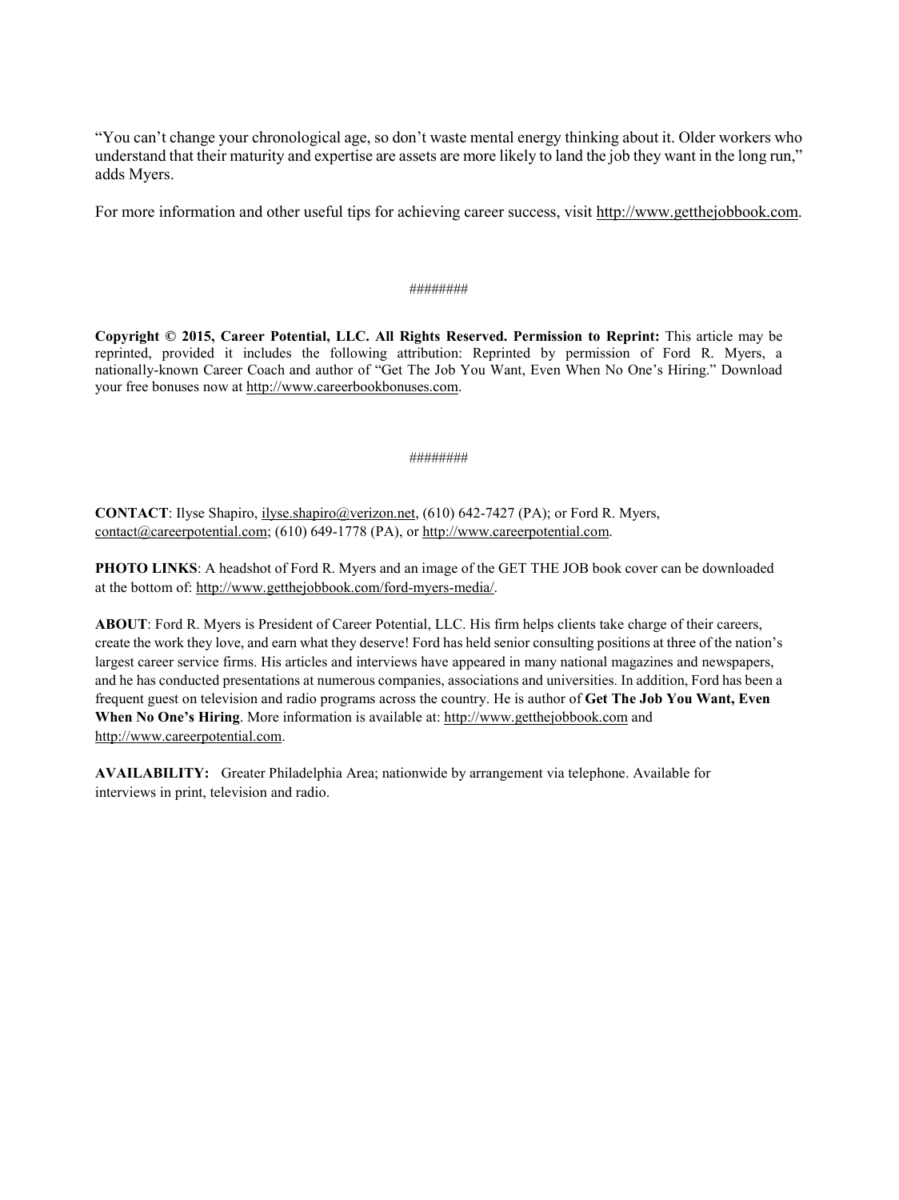"You can't change your chronological age, so don't waste mental energy thinking about it. Older workers who understand that their maturity and expertise are assets are more likely to land the job they want in the long run," adds Myers.

For more information and other useful tips for achieving career success, visit http://www.getthejobbook.com.

########

**Copyright © 2015, Career Potential, LLC. All Rights Reserved. Permission to Reprint:** This article may be reprinted, provided it includes the following attribution: Reprinted by permission of Ford R. Myers, a nationally-known Career Coach and author of "Get The Job You Want, Even When No One's Hiring." Download your free bonuses now at http://www.careerbookbonuses.com.

########

**CONTACT**: Ilyse Shapiro, ilyse.shapiro@verizon.net, (610) 642-7427 (PA); or Ford R. Myers, contact@careerpotential.com; (610) 649-1778 (PA), or http://www.careerpotential.com.

**PHOTO LINKS**: A headshot of Ford R. Myers and an image of the GET THE JOB book cover can be downloaded at the bottom of: http://www.getthejobbook.com/ford-myers-media/.

**ABOUT**: Ford R. Myers is President of Career Potential, LLC. His firm helps clients take charge of their careers, create the work they love, and earn what they deserve! Ford has held senior consulting positions at three of the nation's largest career service firms. His articles and interviews have appeared in many national magazines and newspapers, and he has conducted presentations at numerous companies, associations and universities. In addition, Ford has been a frequent guest on television and radio programs across the country. He is author of **Get The Job You Want, Even When No One's Hiring**. More information is available at: http://www.getthejobbook.com and http://www.careerpotential.com.

**AVAILABILITY:** Greater Philadelphia Area; nationwide by arrangement via telephone. Available for interviews in print, television and radio.